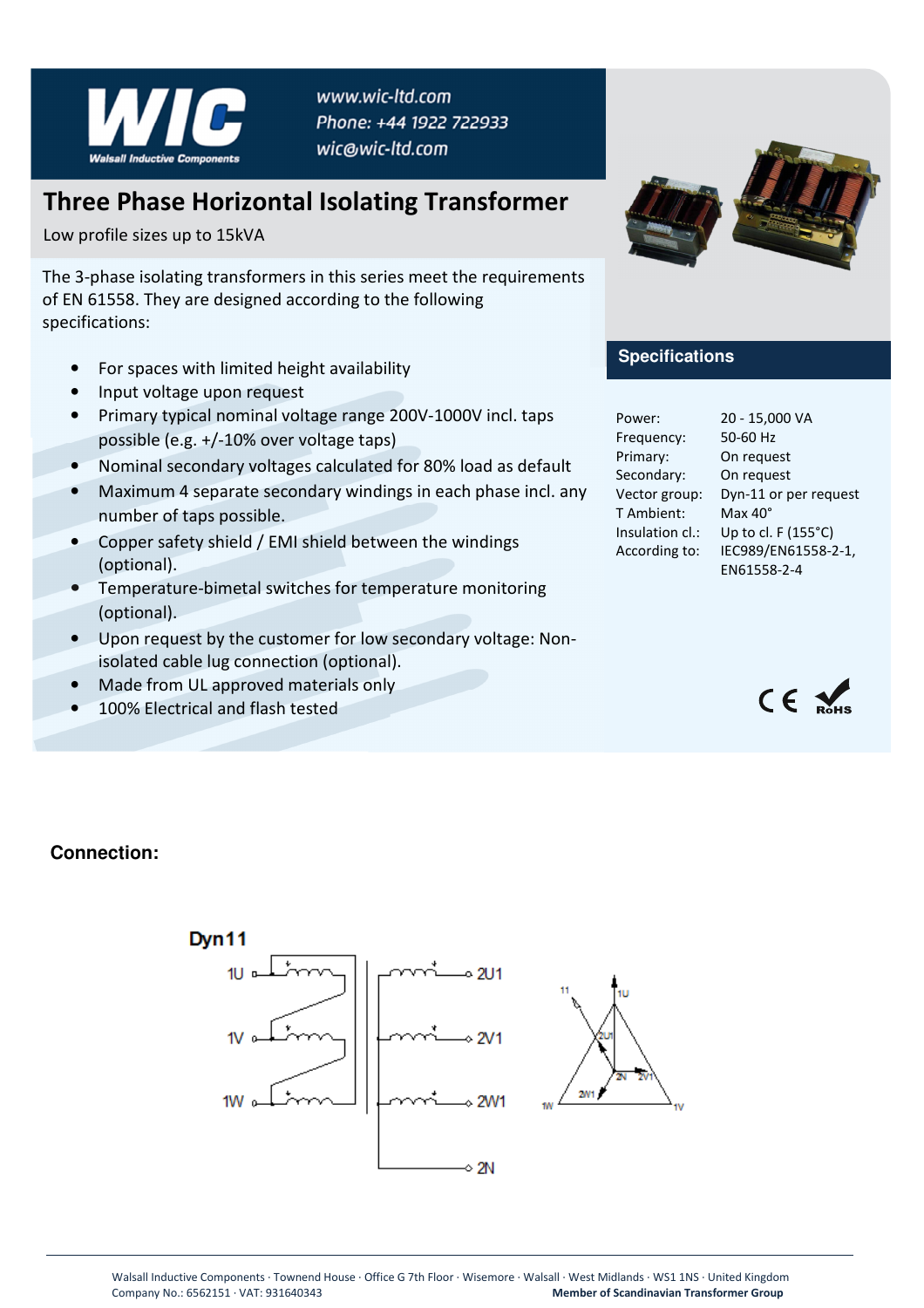www.wic-ltd.com
Phone: +44 1922 722933
wic@wic-ltd.com

# Three Phase Horizontal Isolating Transformer

Low profile sizes up to 15kVA

The 3-phase isolating transformers in this series meet the requirements of EN 61558. They are designed according to the following specifications:

- For spaces with limited height availability
- Input voltage upon request
- Primary typical nominal voltage range 200V-1000V incl. taps possible (e.g. +/-10% over voltage taps)
- Nominal secondary voltages calculated for 80% load as default
- Maximum 4 separate secondary windings in each phase incl. any number of taps possible.
- Copper safety shield / EMI shield between the windings (optional).
- Temperature-bimetal switches for temperature monitoring (optional).
- Upon request by the customer for low secondary voltage: Non-isolated cable lug connection (optional).
- Made from UL approved materials only
- 100% Electrical and flash tested

## Specifications

| | |
|---|---|
| Power: | 20 - 15,000 VA |
| Frequency: | 50-60 Hz |
| Primary: | On request |
| Secondary: | On request |
| Vector group: | Dyn-11 or per request |
| T Ambient: | Max 40° |
| Insulation cl.: | Up to cl. F (155°C) |
| According to: | IEC989/EN61558-2-1, EN61558-2-4 |

## Connection:

Dyn11

1U, 1V, 1W — 2U1, 2V1, 2W1, 2N

Walsall Inductive Components · Townend House · Office G 7th Floor · Wisemore · Walsall · West Midlands · WS1 1NS · United Kingdom
Company No.: 6562151 · VAT: 931640343 **Member of Scandinavian Transformer Group**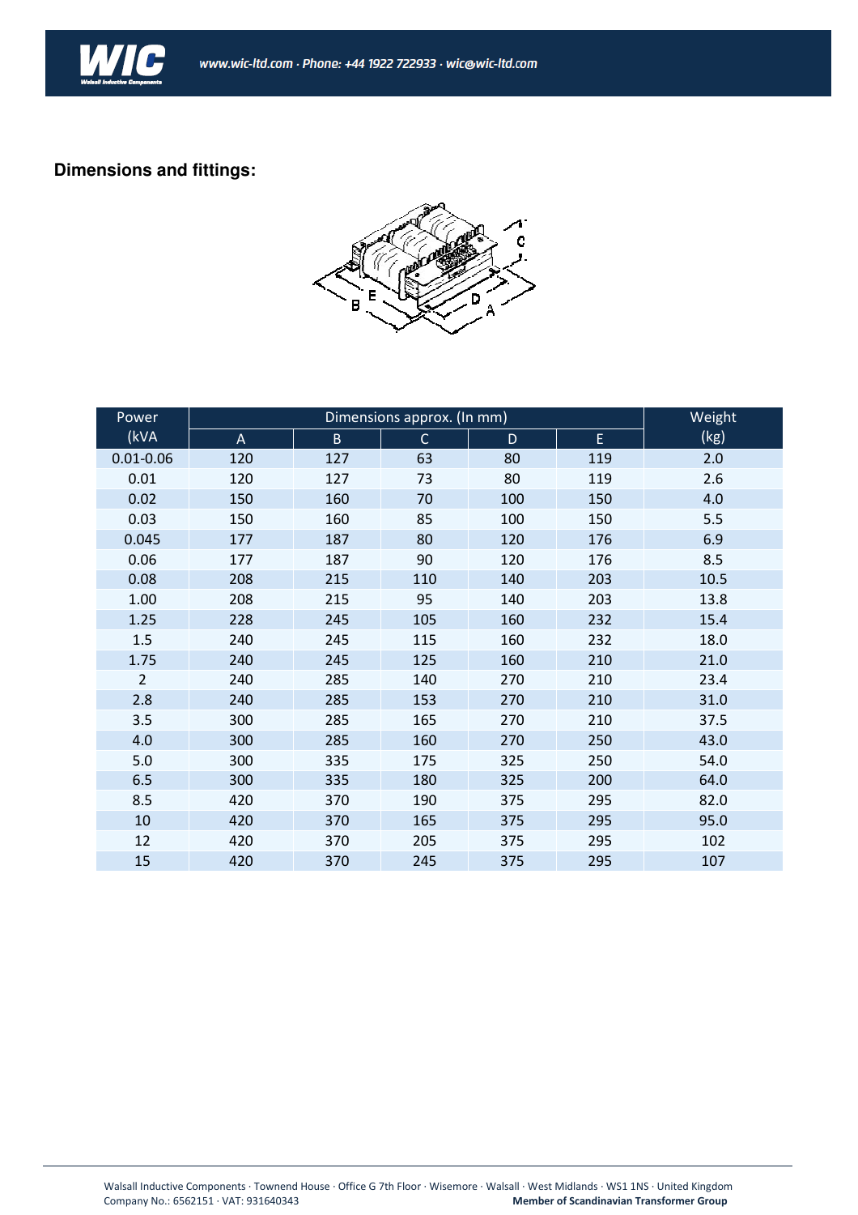## Dimensions and fittings:

| Power (kVA | Dimensions approx. (In mm) | | | | | Weight (kg) |
|---|---|---|---|---|---|---|
| | A | B | C | D | E | |
| 0.01-0.06 | 120 | 127 | 63 | 80 | 119 | 2.0 |
| 0.01 | 120 | 127 | 73 | 80 | 119 | 2.6 |
| 0.02 | 150 | 160 | 70 | 100 | 150 | 4.0 |
| 0.03 | 150 | 160 | 85 | 100 | 150 | 5.5 |
| 0.045 | 177 | 187 | 80 | 120 | 176 | 6.9 |
| 0.06 | 177 | 187 | 90 | 120 | 176 | 8.5 |
| 0.08 | 208 | 215 | 110 | 140 | 203 | 10.5 |
| 1.00 | 208 | 215 | 95 | 140 | 203 | 13.8 |
| 1.25 | 228 | 245 | 105 | 160 | 232 | 15.4 |
| 1.5 | 240 | 245 | 115 | 160 | 232 | 18.0 |
| 1.75 | 240 | 245 | 125 | 160 | 210 | 21.0 |
| 2 | 240 | 285 | 140 | 270 | 210 | 23.4 |
| 2.8 | 240 | 285 | 153 | 270 | 210 | 31.0 |
| 3.5 | 300 | 285 | 165 | 270 | 210 | 37.5 |
| 4.0 | 300 | 285 | 160 | 270 | 250 | 43.0 |
| 5.0 | 300 | 335 | 175 | 325 | 250 | 54.0 |
| 6.5 | 300 | 335 | 180 | 325 | 200 | 64.0 |
| 8.5 | 420 | 370 | 190 | 375 | 295 | 82.0 |
| 10 | 420 | 370 | 165 | 375 | 295 | 95.0 |
| 12 | 420 | 370 | 205 | 375 | 295 | 102 |
| 15 | 420 | 370 | 245 | 375 | 295 | 107 |